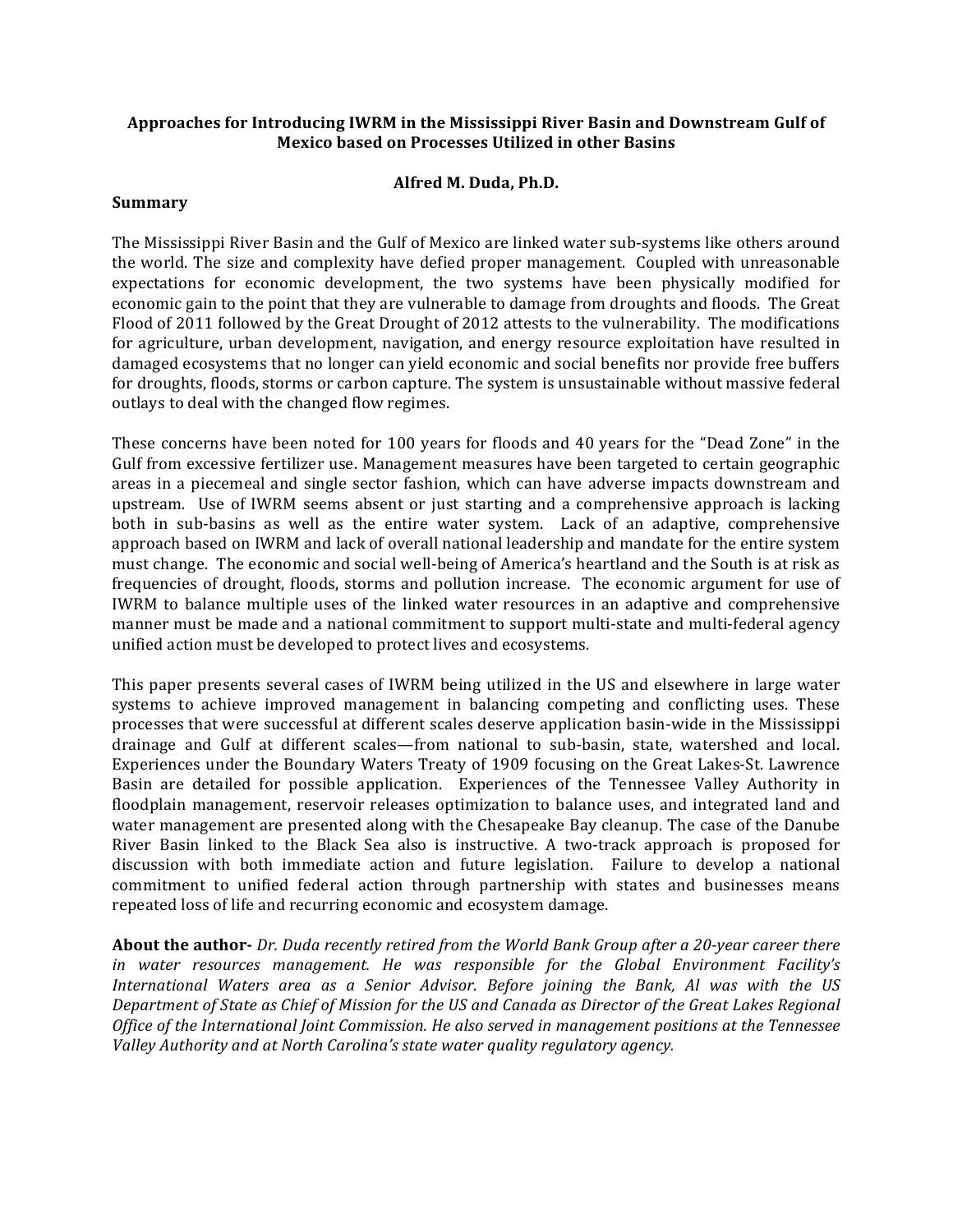# Approaches for Introducing IWRM in the Mississippi River Basin and Downstream Gulf of Mexico based on Processes Utilized in other Basins

**Alfred M. Duda, Ph.D.**

## Summary

The Mississippi River Basin and the Gulf of Mexico are linked water sub-systems like others around the world. The size and complexity have defied proper management. Coupled with unreasonable expectations for economic development, the two systems have been physically modified for economic gain to the point that they are vulnerable to damage from droughts and floods. The Great Flood of 2011 followed by the Great Drought of 2012 attests to the vulnerability. The modifications for agriculture, urban development, navigation, and energy resource exploitation have resulted in damaged ecosystems that no longer can yield economic and social benefits nor provide free buffers for droughts, floods, storms or carbon capture. The system is unsustainable without massive federal outlays to deal with the changed flow regimes.

These concerns have been noted for 100 years for floods and 40 years for the "Dead Zone" in the Gulf from excessive fertilizer use. Management measures have been targeted to certain geographic areas in a piecemeal and single sector fashion, which can have adverse impacts downstream and upstream. Use of IWRM seems absent or just starting and a comprehensive approach is lacking both in sub-basins as well as the entire water system. Lack of an adaptive, comprehensive approach based on IWRM and lack of overall national leadership and mandate for the entire system must change. The economic and social well-being of America's heartland and the South is at risk as frequencies of drought, floods, storms and pollution increase. The economic argument for use of IWRM to balance multiple uses of the linked water resources in an adaptive and comprehensive manner must be made and a national commitment to support multi-state and multi-federal agency unified action must be developed to protect lives and ecosystems.

This paper presents several cases of IWRM being utilized in the US and elsewhere in large water systems to achieve improved management in balancing competing and conflicting uses. These processes that were successful at different scales deserve application basin-wide in the Mississippi drainage and Gulf at different scales—from national to sub-basin, state, watershed and local. Experiences under the Boundary Waters Treaty of 1909 focusing on the Great Lakes-St. Lawrence Basin are detailed for possible application. Experiences of the Tennessee Valley Authority in floodplain management, reservoir releases optimization to balance uses, and integrated land and water management are presented along with the Chesapeake Bay cleanup. The case of the Danube River Basin linked to the Black Sea also is instructive. A two-track approach is proposed for discussion with both immediate action and future legislation. Failure to develop a national commitment to unified federal action through partnership with states and businesses means repeated loss of life and recurring economic and ecosystem damage.

**About the author-** *Dr. Duda recently retired from the World Bank Group after a 20-year career there in water resources management. He was responsible for the Global Environment Facility's International Waters area as a Senior Advisor. Before joining the Bank, Al was with the US Department of State as Chief of Mission for the US and Canada as Director of the Great Lakes Regional Office of the International Joint Commission. He also served in management positions at the Tennessee Valley Authority and at North Carolina's state water quality regulatory agency.*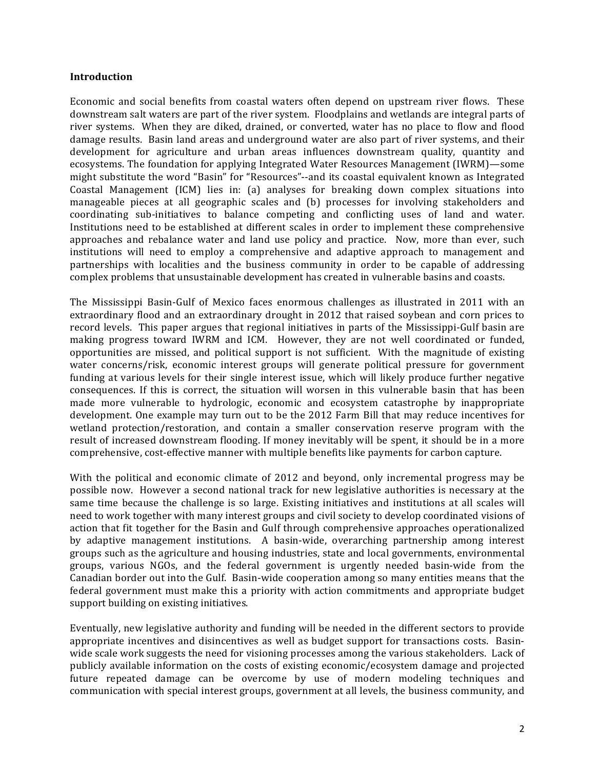**Introduction**

Economic and social benefits from coastal waters often depend on upstream river flows. These downstream salt waters are part of the river system. Floodplains and wetlands are integral parts of river systems. When they are diked, drained, or converted, water has no place to flow and flood damage results. Basin land areas and underground water are also part of river systems, and their development for agriculture and urban areas influences downstream quality, quantity and ecosystems. The foundation for applying Integrated Water Resources Management (IWRM)—some might substitute the word "Basin" for "Resources"--and its coastal equivalent known as Integrated Coastal Management (ICM) lies in: (a) analyses for breaking down complex situations into manageable pieces at all geographic scales and (b) processes for involving stakeholders and coordinating sub-initiatives to balance competing and conflicting uses of land and water. Institutions need to be established at different scales in order to implement these comprehensive approaches and rebalance water and land use policy and practice. Now, more than ever, such institutions will need to employ a comprehensive and adaptive approach to management and partnerships with localities and the business community in order to be capable of addressing complex problems that unsustainable development has created in vulnerable basins and coasts.

The Mississippi Basin-Gulf of Mexico faces enormous challenges as illustrated in 2011 with an extraordinary flood and an extraordinary drought in 2012 that raised soybean and corn prices to record levels. This paper argues that regional initiatives in parts of the Mississippi-Gulf basin are making progress toward IWRM and ICM. However, they are not well coordinated or funded, opportunities are missed, and political support is not sufficient. With the magnitude of existing water concerns/risk, economic interest groups will generate political pressure for government funding at various levels for their single interest issue, which will likely produce further negative consequences. If this is correct, the situation will worsen in this vulnerable basin that has been made more vulnerable to hydrologic, economic and ecosystem catastrophe by inappropriate development. One example may turn out to be the 2012 Farm Bill that may reduce incentives for wetland protection/restoration, and contain a smaller conservation reserve program with the result of increased downstream flooding. If money inevitably will be spent, it should be in a more comprehensive, cost-effective manner with multiple benefits like payments for carbon capture.

With the political and economic climate of 2012 and beyond, only incremental progress may be possible now. However a second national track for new legislative authorities is necessary at the same time because the challenge is so large. Existing initiatives and institutions at all scales will need to work together with many interest groups and civil society to develop coordinated visions of action that fit together for the Basin and Gulf through comprehensive approaches operationalized by adaptive management institutions. A basin-wide, overarching partnership among interest groups such as the agriculture and housing industries, state and local governments, environmental groups, various NGOs, and the federal government is urgently needed basin-wide from the Canadian border out into the Gulf. Basin-wide cooperation among so many entities means that the federal government must make this a priority with action commitments and appropriate budget support building on existing initiatives.

Eventually, new legislative authority and funding will be needed in the different sectors to provide appropriate incentives and disincentives as well as budget support for transactions costs. Basin-wide scale work suggests the need for visioning processes among the various stakeholders. Lack of publicly available information on the costs of existing economic/ecosystem damage and projected future repeated damage can be overcome by use of modern modeling techniques and communication with special interest groups, government at all levels, the business community, and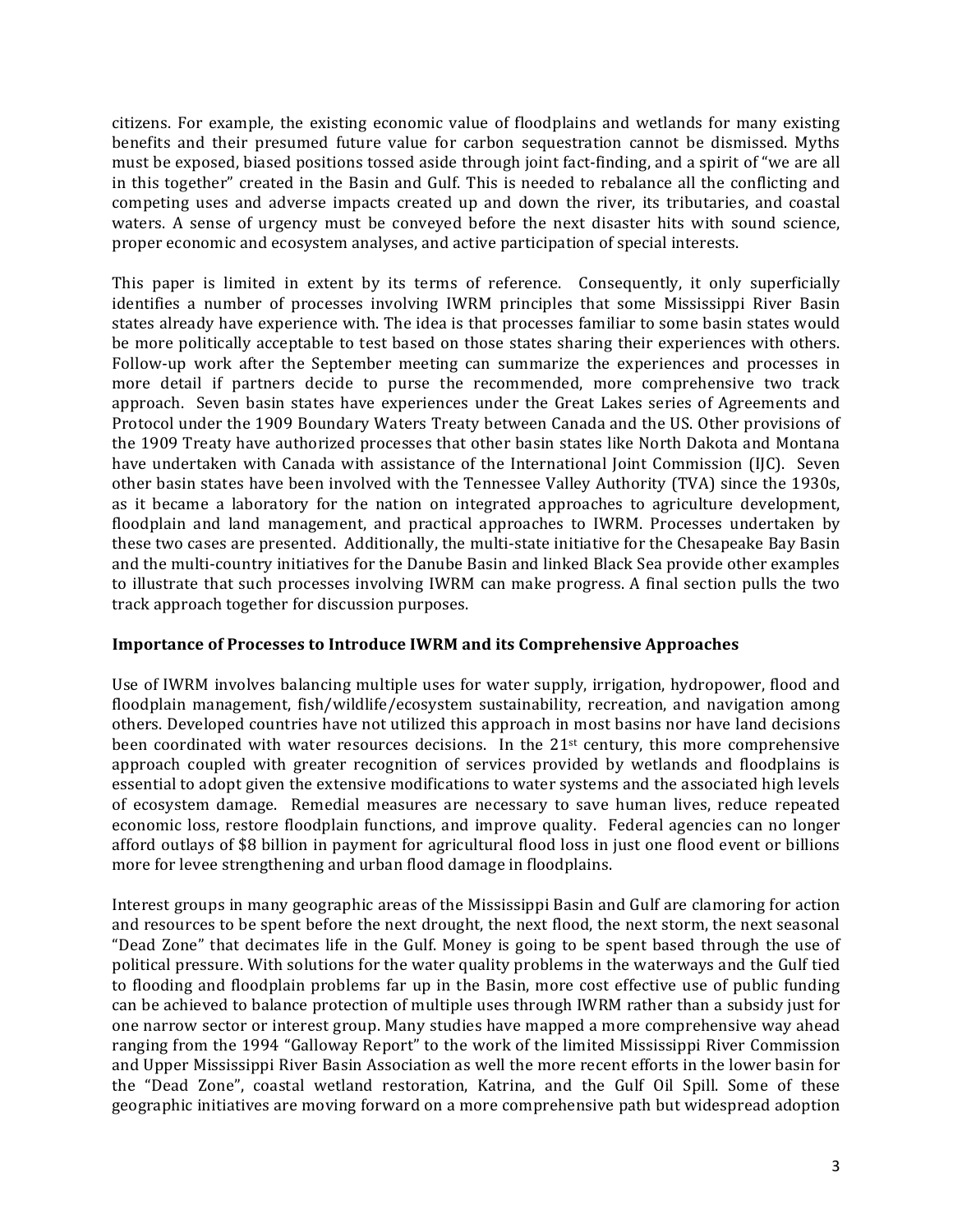citizens. For example, the existing economic value of floodplains and wetlands for many existing benefits and their presumed future value for carbon sequestration cannot be dismissed. Myths must be exposed, biased positions tossed aside through joint fact-finding, and a spirit of "we are all in this together" created in the Basin and Gulf. This is needed to rebalance all the conflicting and competing uses and adverse impacts created up and down the river, its tributaries, and coastal waters. A sense of urgency must be conveyed before the next disaster hits with sound science, proper economic and ecosystem analyses, and active participation of special interests.

This paper is limited in extent by its terms of reference. Consequently, it only superficially identifies a number of processes involving IWRM principles that some Mississippi River Basin states already have experience with. The idea is that processes familiar to some basin states would be more politically acceptable to test based on those states sharing their experiences with others. Follow-up work after the September meeting can summarize the experiences and processes in more detail if partners decide to purse the recommended, more comprehensive two track approach. Seven basin states have experiences under the Great Lakes series of Agreements and Protocol under the 1909 Boundary Waters Treaty between Canada and the US. Other provisions of the 1909 Treaty have authorized processes that other basin states like North Dakota and Montana have undertaken with Canada with assistance of the International Joint Commission (IJC). Seven other basin states have been involved with the Tennessee Valley Authority (TVA) since the 1930s, as it became a laboratory for the nation on integrated approaches to agriculture development, floodplain and land management, and practical approaches to IWRM. Processes undertaken by these two cases are presented. Additionally, the multi-state initiative for the Chesapeake Bay Basin and the multi-country initiatives for the Danube Basin and linked Black Sea provide other examples to illustrate that such processes involving IWRM can make progress. A final section pulls the two track approach together for discussion purposes.

**Importance of Processes to Introduce IWRM and its Comprehensive Approaches**

Use of IWRM involves balancing multiple uses for water supply, irrigation, hydropower, flood and floodplain management, fish/wildlife/ecosystem sustainability, recreation, and navigation among others. Developed countries have not utilized this approach in most basins nor have land decisions been coordinated with water resources decisions. In the 21st century, this more comprehensive approach coupled with greater recognition of services provided by wetlands and floodplains is essential to adopt given the extensive modifications to water systems and the associated high levels of ecosystem damage. Remedial measures are necessary to save human lives, reduce repeated economic loss, restore floodplain functions, and improve quality. Federal agencies can no longer afford outlays of $8 billion in payment for agricultural flood loss in just one flood event or billions more for levee strengthening and urban flood damage in floodplains.

Interest groups in many geographic areas of the Mississippi Basin and Gulf are clamoring for action and resources to be spent before the next drought, the next flood, the next storm, the next seasonal "Dead Zone" that decimates life in the Gulf. Money is going to be spent based through the use of political pressure. With solutions for the water quality problems in the waterways and the Gulf tied to flooding and floodplain problems far up in the Basin, more cost effective use of public funding can be achieved to balance protection of multiple uses through IWRM rather than a subsidy just for one narrow sector or interest group. Many studies have mapped a more comprehensive way ahead ranging from the 1994 "Galloway Report" to the work of the limited Mississippi River Commission and Upper Mississippi River Basin Association as well the more recent efforts in the lower basin for the "Dead Zone", coastal wetland restoration, Katrina, and the Gulf Oil Spill. Some of these geographic initiatives are moving forward on a more comprehensive path but widespread adoption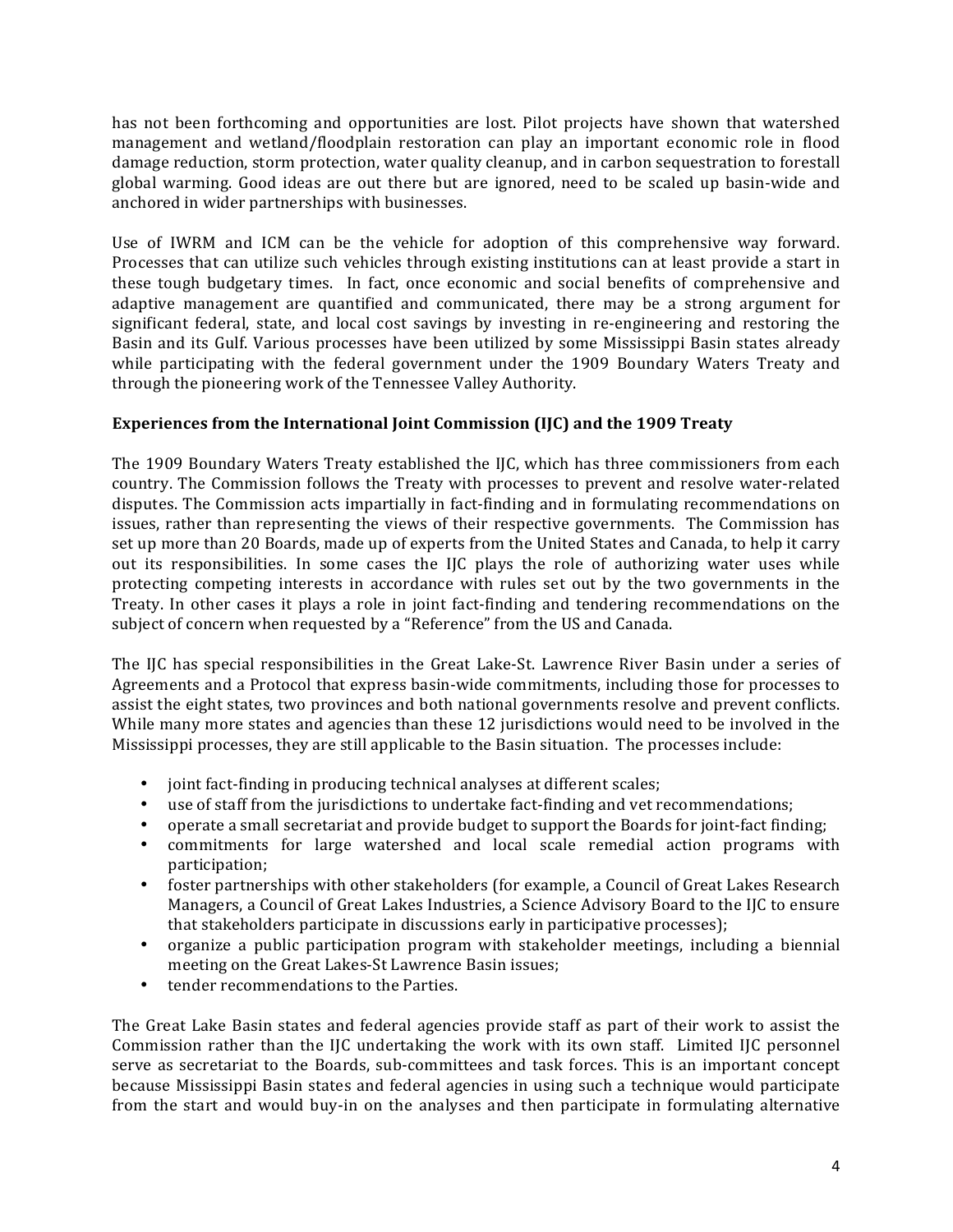has not been forthcoming and opportunities are lost. Pilot projects have shown that watershed management and wetland/floodplain restoration can play an important economic role in flood damage reduction, storm protection, water quality cleanup, and in carbon sequestration to forestall global warming. Good ideas are out there but are ignored, need to be scaled up basin-wide and anchored in wider partnerships with businesses.

Use of IWRM and ICM can be the vehicle for adoption of this comprehensive way forward. Processes that can utilize such vehicles through existing institutions can at least provide a start in these tough budgetary times. In fact, once economic and social benefits of comprehensive and adaptive management are quantified and communicated, there may be a strong argument for significant federal, state, and local cost savings by investing in re-engineering and restoring the Basin and its Gulf. Various processes have been utilized by some Mississippi Basin states already while participating with the federal government under the 1909 Boundary Waters Treaty and through the pioneering work of the Tennessee Valley Authority.

**Experiences from the International Joint Commission (IJC) and the 1909 Treaty**

The 1909 Boundary Waters Treaty established the IJC, which has three commissioners from each country. The Commission follows the Treaty with processes to prevent and resolve water-related disputes. The Commission acts impartially in fact-finding and in formulating recommendations on issues, rather than representing the views of their respective governments. The Commission has set up more than 20 Boards, made up of experts from the United States and Canada, to help it carry out its responsibilities. In some cases the IJC plays the role of authorizing water uses while protecting competing interests in accordance with rules set out by the two governments in the Treaty. In other cases it plays a role in joint fact-finding and tendering recommendations on the subject of concern when requested by a "Reference" from the US and Canada.

The IJC has special responsibilities in the Great Lake-St. Lawrence River Basin under a series of Agreements and a Protocol that express basin-wide commitments, including those for processes to assist the eight states, two provinces and both national governments resolve and prevent conflicts. While many more states and agencies than these 12 jurisdictions would need to be involved in the Mississippi processes, they are still applicable to the Basin situation. The processes include:

- joint fact-finding in producing technical analyses at different scales;
- use of staff from the jurisdictions to undertake fact-finding and vet recommendations;
- operate a small secretariat and provide budget to support the Boards for joint-fact finding;
- commitments for large watershed and local scale remedial action programs with participation;
- foster partnerships with other stakeholders (for example, a Council of Great Lakes Research Managers, a Council of Great Lakes Industries, a Science Advisory Board to the IJC to ensure that stakeholders participate in discussions early in participative processes);
- organize a public participation program with stakeholder meetings, including a biennial meeting on the Great Lakes-St Lawrence Basin issues;
- tender recommendations to the Parties.

The Great Lake Basin states and federal agencies provide staff as part of their work to assist the Commission rather than the IJC undertaking the work with its own staff. Limited IJC personnel serve as secretariat to the Boards, sub-committees and task forces. This is an important concept because Mississippi Basin states and federal agencies in using such a technique would participate from the start and would buy-in on the analyses and then participate in formulating alternative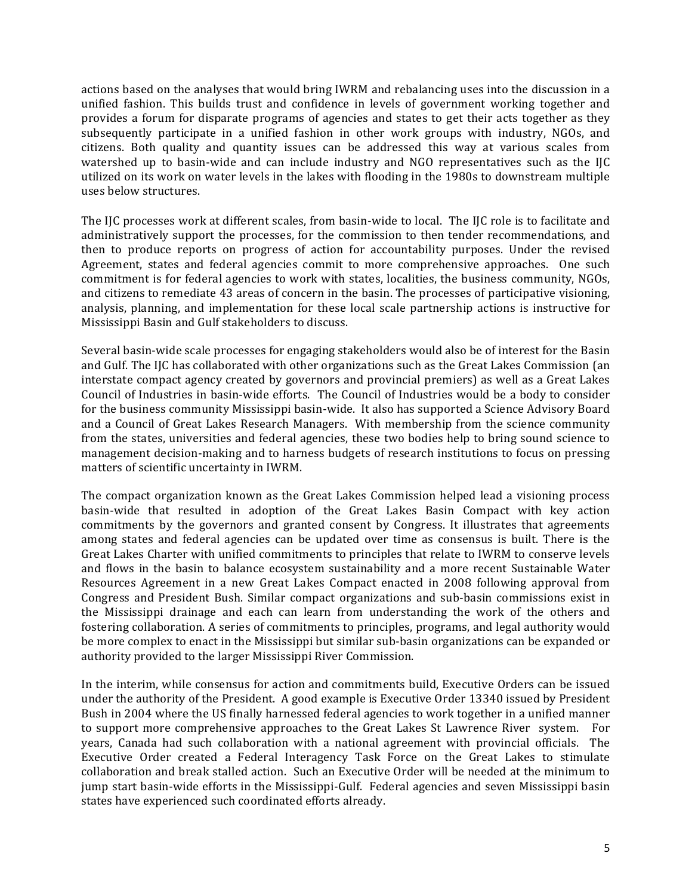actions based on the analyses that would bring IWRM and rebalancing uses into the discussion in a unified fashion. This builds trust and confidence in levels of government working together and provides a forum for disparate programs of agencies and states to get their acts together as they subsequently participate in a unified fashion in other work groups with industry, NGOs, and citizens. Both quality and quantity issues can be addressed this way at various scales from watershed up to basin-wide and can include industry and NGO representatives such as the IJC utilized on its work on water levels in the lakes with flooding in the 1980s to downstream multiple uses below structures.

The IJC processes work at different scales, from basin-wide to local. The IJC role is to facilitate and administratively support the processes, for the commission to then tender recommendations, and then to produce reports on progress of action for accountability purposes. Under the revised Agreement, states and federal agencies commit to more comprehensive approaches. One such commitment is for federal agencies to work with states, localities, the business community, NGOs, and citizens to remediate 43 areas of concern in the basin. The processes of participative visioning, analysis, planning, and implementation for these local scale partnership actions is instructive for Mississippi Basin and Gulf stakeholders to discuss.

Several basin-wide scale processes for engaging stakeholders would also be of interest for the Basin and Gulf. The IJC has collaborated with other organizations such as the Great Lakes Commission (an interstate compact agency created by governors and provincial premiers) as well as a Great Lakes Council of Industries in basin-wide efforts. The Council of Industries would be a body to consider for the business community Mississippi basin-wide. It also has supported a Science Advisory Board and a Council of Great Lakes Research Managers. With membership from the science community from the states, universities and federal agencies, these two bodies help to bring sound science to management decision-making and to harness budgets of research institutions to focus on pressing matters of scientific uncertainty in IWRM.

The compact organization known as the Great Lakes Commission helped lead a visioning process basin-wide that resulted in adoption of the Great Lakes Basin Compact with key action commitments by the governors and granted consent by Congress. It illustrates that agreements among states and federal agencies can be updated over time as consensus is built. There is the Great Lakes Charter with unified commitments to principles that relate to IWRM to conserve levels and flows in the basin to balance ecosystem sustainability and a more recent Sustainable Water Resources Agreement in a new Great Lakes Compact enacted in 2008 following approval from Congress and President Bush. Similar compact organizations and sub-basin commissions exist in the Mississippi drainage and each can learn from understanding the work of the others and fostering collaboration. A series of commitments to principles, programs, and legal authority would be more complex to enact in the Mississippi but similar sub-basin organizations can be expanded or authority provided to the larger Mississippi River Commission.

In the interim, while consensus for action and commitments build, Executive Orders can be issued under the authority of the President. A good example is Executive Order 13340 issued by President Bush in 2004 where the US finally harnessed federal agencies to work together in a unified manner to support more comprehensive approaches to the Great Lakes St Lawrence River system. For years, Canada had such collaboration with a national agreement with provincial officials. The Executive Order created a Federal Interagency Task Force on the Great Lakes to stimulate collaboration and break stalled action. Such an Executive Order will be needed at the minimum to jump start basin-wide efforts in the Mississippi-Gulf. Federal agencies and seven Mississippi basin states have experienced such coordinated efforts already.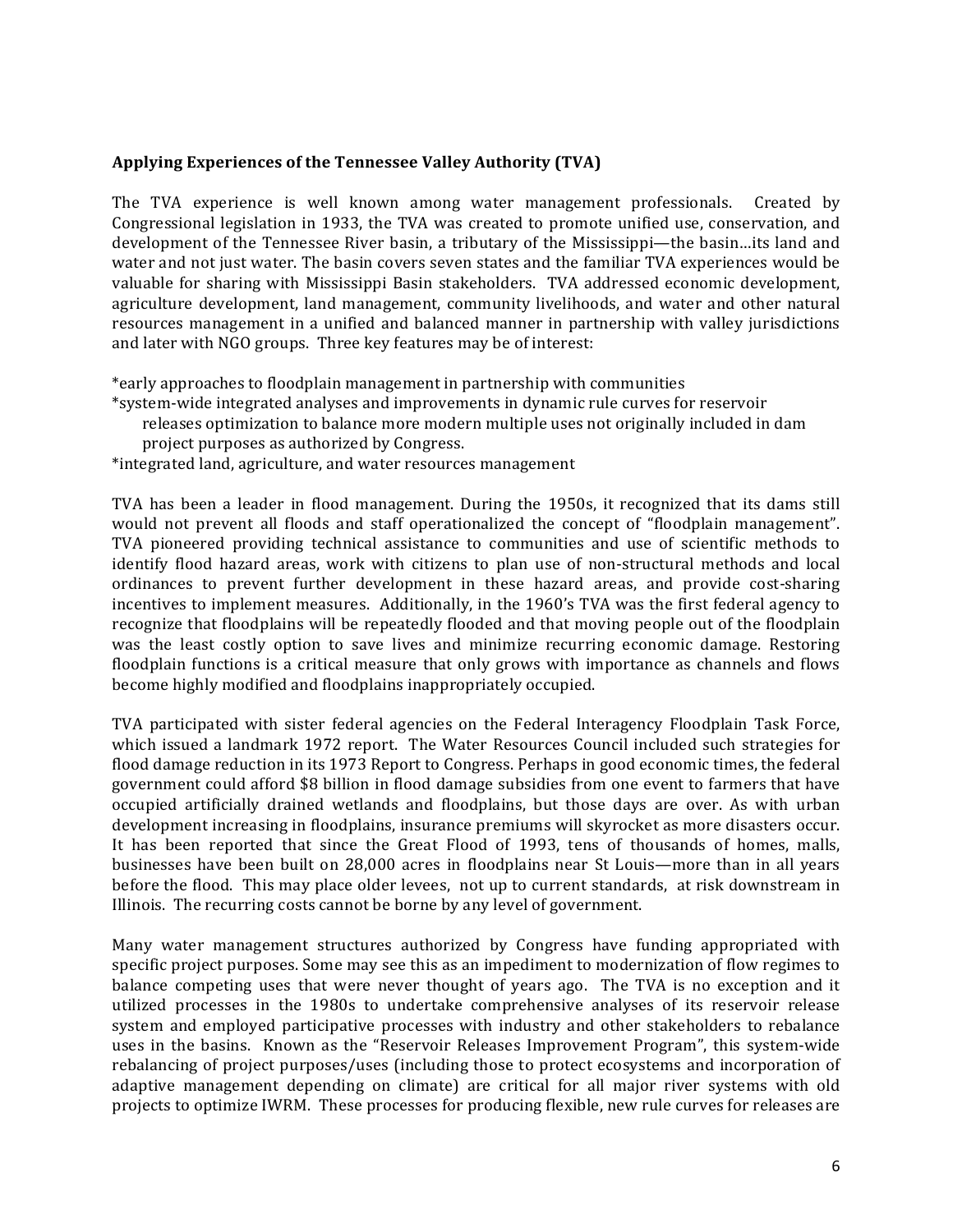**Applying Experiences of the Tennessee Valley Authority (TVA)**

The TVA experience is well known among water management professionals. Created by Congressional legislation in 1933, the TVA was created to promote unified use, conservation, and development of the Tennessee River basin, a tributary of the Mississippi—the basin…its land and water and not just water. The basin covers seven states and the familiar TVA experiences would be valuable for sharing with Mississippi Basin stakeholders. TVA addressed economic development, agriculture development, land management, community livelihoods, and water and other natural resources management in a unified and balanced manner in partnership with valley jurisdictions and later with NGO groups. Three key features may be of interest:

*early approaches to floodplain management in partnership with communities
*system-wide integrated analyses and improvements in dynamic rule curves for reservoir releases optimization to balance more modern multiple uses not originally included in dam project purposes as authorized by Congress.
*integrated land, agriculture, and water resources management

TVA has been a leader in flood management. During the 1950s, it recognized that its dams still would not prevent all floods and staff operationalized the concept of "floodplain management". TVA pioneered providing technical assistance to communities and use of scientific methods to identify flood hazard areas, work with citizens to plan use of non-structural methods and local ordinances to prevent further development in these hazard areas, and provide cost-sharing incentives to implement measures. Additionally, in the 1960's TVA was the first federal agency to recognize that floodplains will be repeatedly flooded and that moving people out of the floodplain was the least costly option to save lives and minimize recurring economic damage. Restoring floodplain functions is a critical measure that only grows with importance as channels and flows become highly modified and floodplains inappropriately occupied.

TVA participated with sister federal agencies on the Federal Interagency Floodplain Task Force, which issued a landmark 1972 report. The Water Resources Council included such strategies for flood damage reduction in its 1973 Report to Congress. Perhaps in good economic times, the federal government could afford $8 billion in flood damage subsidies from one event to farmers that have occupied artificially drained wetlands and floodplains, but those days are over. As with urban development increasing in floodplains, insurance premiums will skyrocket as more disasters occur. It has been reported that since the Great Flood of 1993, tens of thousands of homes, malls, businesses have been built on 28,000 acres in floodplains near St Louis—more than in all years before the flood. This may place older levees, not up to current standards, at risk downstream in Illinois. The recurring costs cannot be borne by any level of government.

Many water management structures authorized by Congress have funding appropriated with specific project purposes. Some may see this as an impediment to modernization of flow regimes to balance competing uses that were never thought of years ago. The TVA is no exception and it utilized processes in the 1980s to undertake comprehensive analyses of its reservoir release system and employed participative processes with industry and other stakeholders to rebalance uses in the basins. Known as the "Reservoir Releases Improvement Program", this system-wide rebalancing of project purposes/uses (including those to protect ecosystems and incorporation of adaptive management depending on climate) are critical for all major river systems with old projects to optimize IWRM. These processes for producing flexible, new rule curves for releases are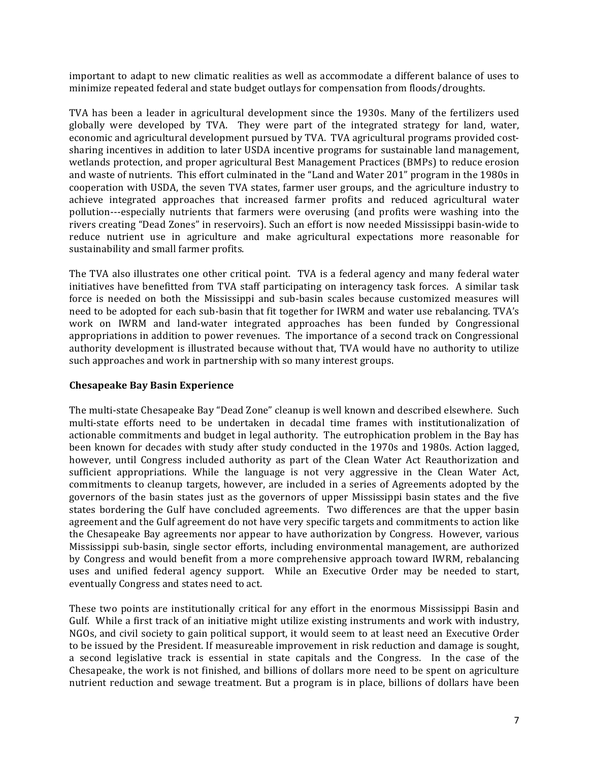important to adapt to new climatic realities as well as accommodate a different balance of uses to minimize repeated federal and state budget outlays for compensation from floods/droughts.

TVA has been a leader in agricultural development since the 1930s. Many of the fertilizers used globally were developed by TVA. They were part of the integrated strategy for land, water, economic and agricultural development pursued by TVA. TVA agricultural programs provided cost-sharing incentives in addition to later USDA incentive programs for sustainable land management, wetlands protection, and proper agricultural Best Management Practices (BMPs) to reduce erosion and waste of nutrients. This effort culminated in the "Land and Water 201" program in the 1980s in cooperation with USDA, the seven TVA states, farmer user groups, and the agriculture industry to achieve integrated approaches that increased farmer profits and reduced agricultural water pollution---especially nutrients that farmers were overusing (and profits were washing into the rivers creating "Dead Zones" in reservoirs). Such an effort is now needed Mississippi basin-wide to reduce nutrient use in agriculture and make agricultural expectations more reasonable for sustainability and small farmer profits.

The TVA also illustrates one other critical point. TVA is a federal agency and many federal water initiatives have benefitted from TVA staff participating on interagency task forces. A similar task force is needed on both the Mississippi and sub-basin scales because customized measures will need to be adopted for each sub-basin that fit together for IWRM and water use rebalancing. TVA's work on IWRM and land-water integrated approaches has been funded by Congressional appropriations in addition to power revenues. The importance of a second track on Congressional authority development is illustrated because without that, TVA would have no authority to utilize such approaches and work in partnership with so many interest groups.

### Chesapeake Bay Basin Experience

The multi-state Chesapeake Bay "Dead Zone" cleanup is well known and described elsewhere. Such multi-state efforts need to be undertaken in decadal time frames with institutionalization of actionable commitments and budget in legal authority. The eutrophication problem in the Bay has been known for decades with study after study conducted in the 1970s and 1980s. Action lagged, however, until Congress included authority as part of the Clean Water Act Reauthorization and sufficient appropriations. While the language is not very aggressive in the Clean Water Act, commitments to cleanup targets, however, are included in a series of Agreements adopted by the governors of the basin states just as the governors of upper Mississippi basin states and the five states bordering the Gulf have concluded agreements. Two differences are that the upper basin agreement and the Gulf agreement do not have very specific targets and commitments to action like the Chesapeake Bay agreements nor appear to have authorization by Congress. However, various Mississippi sub-basin, single sector efforts, including environmental management, are authorized by Congress and would benefit from a more comprehensive approach toward IWRM, rebalancing uses and unified federal agency support. While an Executive Order may be needed to start, eventually Congress and states need to act.

These two points are institutionally critical for any effort in the enormous Mississippi Basin and Gulf. While a first track of an initiative might utilize existing instruments and work with industry, NGOs, and civil society to gain political support, it would seem to at least need an Executive Order to be issued by the President. If measureable improvement in risk reduction and damage is sought, a second legislative track is essential in state capitals and the Congress. In the case of the Chesapeake, the work is not finished, and billions of dollars more need to be spent on agriculture nutrient reduction and sewage treatment. But a program is in place, billions of dollars have been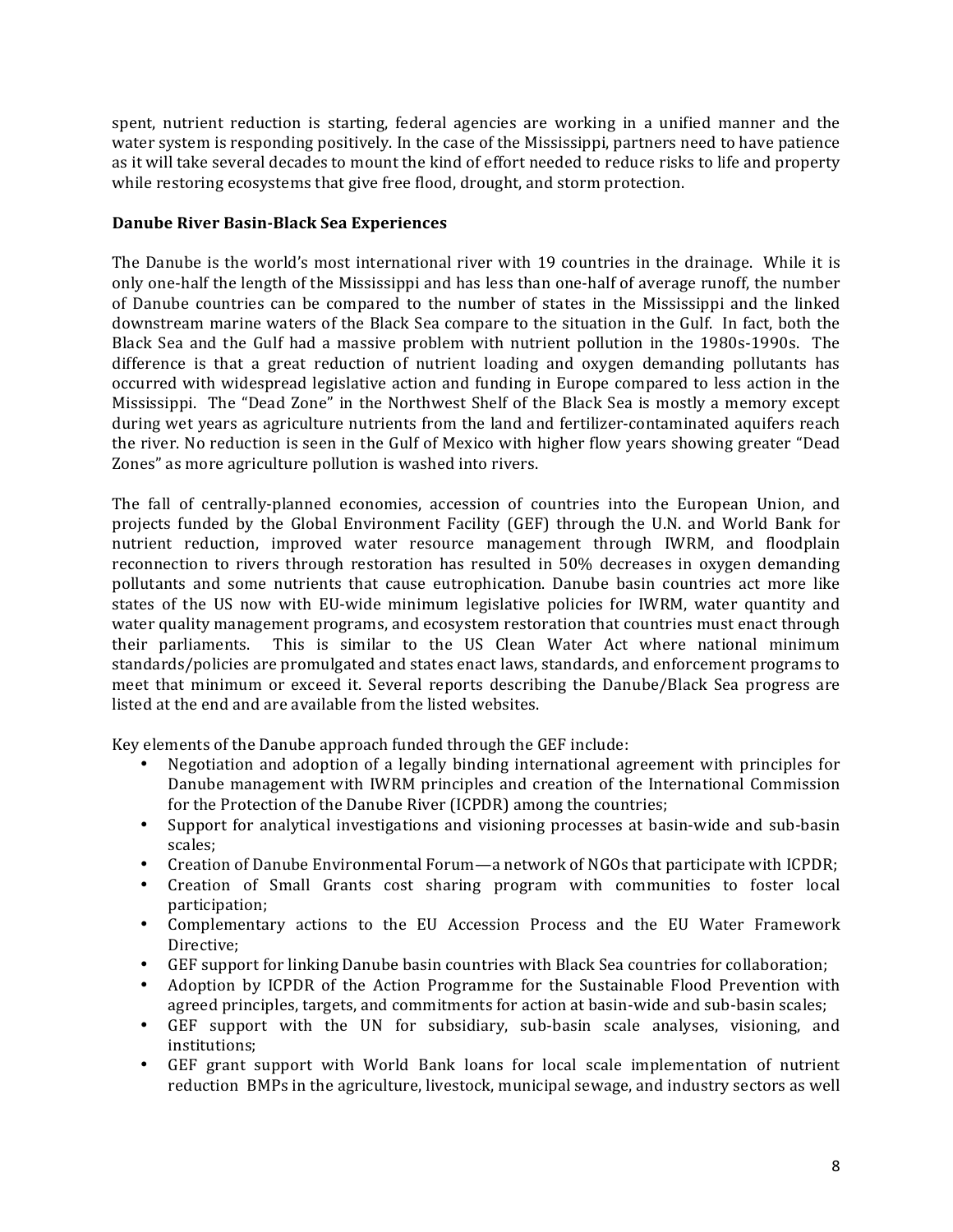spent, nutrient reduction is starting, federal agencies are working in a unified manner and the water system is responding positively. In the case of the Mississippi, partners need to have patience as it will take several decades to mount the kind of effort needed to reduce risks to life and property while restoring ecosystems that give free flood, drought, and storm protection.

**Danube River Basin-Black Sea Experiences**

The Danube is the world's most international river with 19 countries in the drainage. While it is only one-half the length of the Mississippi and has less than one-half of average runoff, the number of Danube countries can be compared to the number of states in the Mississippi and the linked downstream marine waters of the Black Sea compare to the situation in the Gulf. In fact, both the Black Sea and the Gulf had a massive problem with nutrient pollution in the 1980s-1990s. The difference is that a great reduction of nutrient loading and oxygen demanding pollutants has occurred with widespread legislative action and funding in Europe compared to less action in the Mississippi. The "Dead Zone" in the Northwest Shelf of the Black Sea is mostly a memory except during wet years as agriculture nutrients from the land and fertilizer-contaminated aquifers reach the river. No reduction is seen in the Gulf of Mexico with higher flow years showing greater "Dead Zones" as more agriculture pollution is washed into rivers.

The fall of centrally-planned economies, accession of countries into the European Union, and projects funded by the Global Environment Facility (GEF) through the U.N. and World Bank for nutrient reduction, improved water resource management through IWRM, and floodplain reconnection to rivers through restoration has resulted in 50% decreases in oxygen demanding pollutants and some nutrients that cause eutrophication. Danube basin countries act more like states of the US now with EU-wide minimum legislative policies for IWRM, water quantity and water quality management programs, and ecosystem restoration that countries must enact through their parliaments. This is similar to the US Clean Water Act where national minimum standards/policies are promulgated and states enact laws, standards, and enforcement programs to meet that minimum or exceed it. Several reports describing the Danube/Black Sea progress are listed at the end and are available from the listed websites.

Key elements of the Danube approach funded through the GEF include:

- Negotiation and adoption of a legally binding international agreement with principles for Danube management with IWRM principles and creation of the International Commission for the Protection of the Danube River (ICPDR) among the countries;
- Support for analytical investigations and visioning processes at basin-wide and sub-basin scales;
- Creation of Danube Environmental Forum—a network of NGOs that participate with ICPDR;
- Creation of Small Grants cost sharing program with communities to foster local participation;
- Complementary actions to the EU Accession Process and the EU Water Framework Directive;
- GEF support for linking Danube basin countries with Black Sea countries for collaboration;
- Adoption by ICPDR of the Action Programme for the Sustainable Flood Prevention with agreed principles, targets, and commitments for action at basin-wide and sub-basin scales;
- GEF support with the UN for subsidiary, sub-basin scale analyses, visioning, and institutions;
- GEF grant support with World Bank loans for local scale implementation of nutrient reduction BMPs in the agriculture, livestock, municipal sewage, and industry sectors as well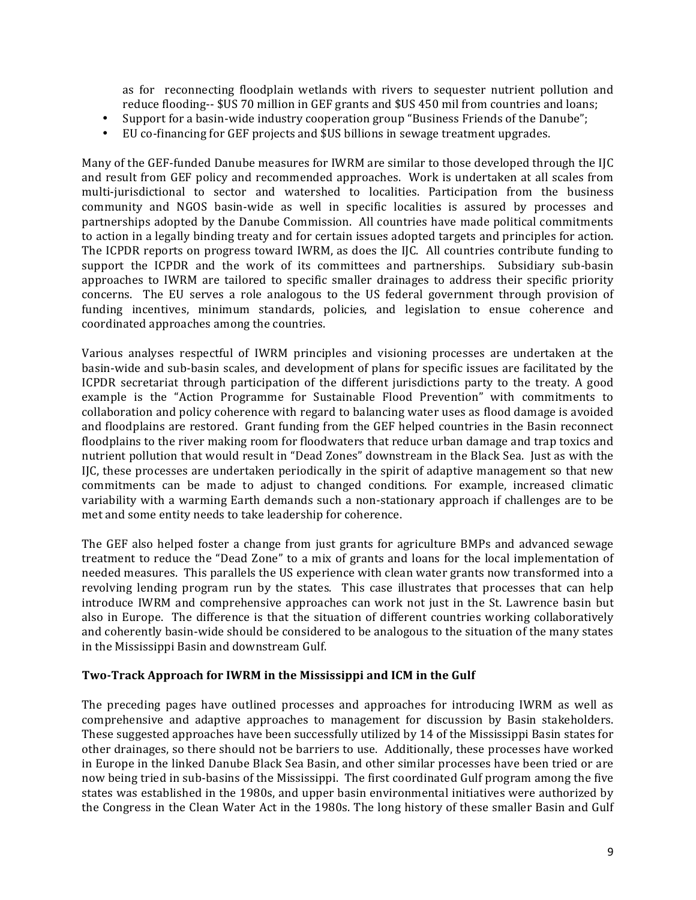as for reconnecting floodplain wetlands with rivers to sequester nutrient pollution and reduce flooding-- $US 70 million in GEF grants and $US 450 mil from countries and loans;

- Support for a basin-wide industry cooperation group "Business Friends of the Danube";
- EU co-financing for GEF projects and $US billions in sewage treatment upgrades.

Many of the GEF-funded Danube measures for IWRM are similar to those developed through the IJC and result from GEF policy and recommended approaches. Work is undertaken at all scales from multi-jurisdictional to sector and watershed to localities. Participation from the business community and NGOS basin-wide as well in specific localities is assured by processes and partnerships adopted by the Danube Commission. All countries have made political commitments to action in a legally binding treaty and for certain issues adopted targets and principles for action. The ICPDR reports on progress toward IWRM, as does the IJC. All countries contribute funding to support the ICPDR and the work of its committees and partnerships. Subsidiary sub-basin approaches to IWRM are tailored to specific smaller drainages to address their specific priority concerns. The EU serves a role analogous to the US federal government through provision of funding incentives, minimum standards, policies, and legislation to ensue coherence and coordinated approaches among the countries.

Various analyses respectful of IWRM principles and visioning processes are undertaken at the basin-wide and sub-basin scales, and development of plans for specific issues are facilitated by the ICPDR secretariat through participation of the different jurisdictions party to the treaty. A good example is the "Action Programme for Sustainable Flood Prevention" with commitments to collaboration and policy coherence with regard to balancing water uses as flood damage is avoided and floodplains are restored. Grant funding from the GEF helped countries in the Basin reconnect floodplains to the river making room for floodwaters that reduce urban damage and trap toxics and nutrient pollution that would result in "Dead Zones" downstream in the Black Sea. Just as with the IJC, these processes are undertaken periodically in the spirit of adaptive management so that new commitments can be made to adjust to changed conditions. For example, increased climatic variability with a warming Earth demands such a non-stationary approach if challenges are to be met and some entity needs to take leadership for coherence.

The GEF also helped foster a change from just grants for agriculture BMPs and advanced sewage treatment to reduce the "Dead Zone" to a mix of grants and loans for the local implementation of needed measures. This parallels the US experience with clean water grants now transformed into a revolving lending program run by the states. This case illustrates that processes that can help introduce IWRM and comprehensive approaches can work not just in the St. Lawrence basin but also in Europe. The difference is that the situation of different countries working collaboratively and coherently basin-wide should be considered to be analogous to the situation of the many states in the Mississippi Basin and downstream Gulf.

**Two-Track Approach for IWRM in the Mississippi and ICM in the Gulf**

The preceding pages have outlined processes and approaches for introducing IWRM as well as comprehensive and adaptive approaches to management for discussion by Basin stakeholders. These suggested approaches have been successfully utilized by 14 of the Mississippi Basin states for other drainages, so there should not be barriers to use. Additionally, these processes have worked in Europe in the linked Danube Black Sea Basin, and other similar processes have been tried or are now being tried in sub-basins of the Mississippi. The first coordinated Gulf program among the five states was established in the 1980s, and upper basin environmental initiatives were authorized by the Congress in the Clean Water Act in the 1980s. The long history of these smaller Basin and Gulf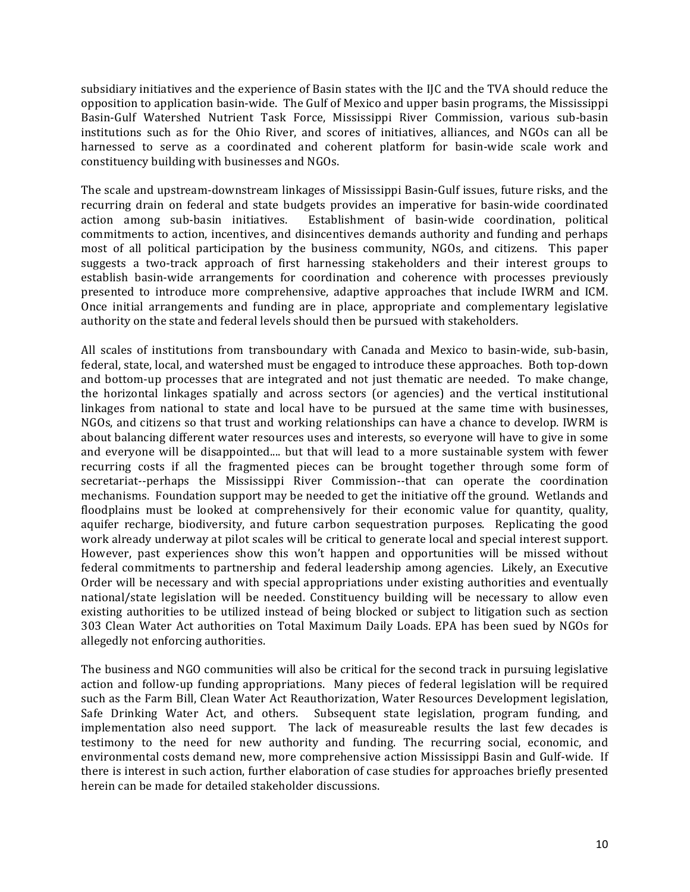subsidiary initiatives and the experience of Basin states with the IJC and the TVA should reduce the opposition to application basin-wide. The Gulf of Mexico and upper basin programs, the Mississippi Basin-Gulf Watershed Nutrient Task Force, Mississippi River Commission, various sub-basin institutions such as for the Ohio River, and scores of initiatives, alliances, and NGOs can all be harnessed to serve as a coordinated and coherent platform for basin-wide scale work and constituency building with businesses and NGOs.

The scale and upstream-downstream linkages of Mississippi Basin-Gulf issues, future risks, and the recurring drain on federal and state budgets provides an imperative for basin-wide coordinated action among sub-basin initiatives. Establishment of basin-wide coordination, political commitments to action, incentives, and disincentives demands authority and funding and perhaps most of all political participation by the business community, NGOs, and citizens. This paper suggests a two-track approach of first harnessing stakeholders and their interest groups to establish basin-wide arrangements for coordination and coherence with processes previously presented to introduce more comprehensive, adaptive approaches that include IWRM and ICM. Once initial arrangements and funding are in place, appropriate and complementary legislative authority on the state and federal levels should then be pursued with stakeholders.

All scales of institutions from transboundary with Canada and Mexico to basin-wide, sub-basin, federal, state, local, and watershed must be engaged to introduce these approaches. Both top-down and bottom-up processes that are integrated and not just thematic are needed. To make change, the horizontal linkages spatially and across sectors (or agencies) and the vertical institutional linkages from national to state and local have to be pursued at the same time with businesses, NGOs, and citizens so that trust and working relationships can have a chance to develop. IWRM is about balancing different water resources uses and interests, so everyone will have to give in some and everyone will be disappointed.... but that will lead to a more sustainable system with fewer recurring costs if all the fragmented pieces can be brought together through some form of secretariat--perhaps the Mississippi River Commission--that can operate the coordination mechanisms. Foundation support may be needed to get the initiative off the ground. Wetlands and floodplains must be looked at comprehensively for their economic value for quantity, quality, aquifer recharge, biodiversity, and future carbon sequestration purposes. Replicating the good work already underway at pilot scales will be critical to generate local and special interest support. However, past experiences show this won't happen and opportunities will be missed without federal commitments to partnership and federal leadership among agencies. Likely, an Executive Order will be necessary and with special appropriations under existing authorities and eventually national/state legislation will be needed. Constituency building will be necessary to allow even existing authorities to be utilized instead of being blocked or subject to litigation such as section 303 Clean Water Act authorities on Total Maximum Daily Loads. EPA has been sued by NGOs for allegedly not enforcing authorities.

The business and NGO communities will also be critical for the second track in pursuing legislative action and follow-up funding appropriations. Many pieces of federal legislation will be required such as the Farm Bill, Clean Water Act Reauthorization, Water Resources Development legislation, Safe Drinking Water Act, and others. Subsequent state legislation, program funding, and implementation also need support. The lack of measureable results the last few decades is testimony to the need for new authority and funding. The recurring social, economic, and environmental costs demand new, more comprehensive action Mississippi Basin and Gulf-wide. If there is interest in such action, further elaboration of case studies for approaches briefly presented herein can be made for detailed stakeholder discussions.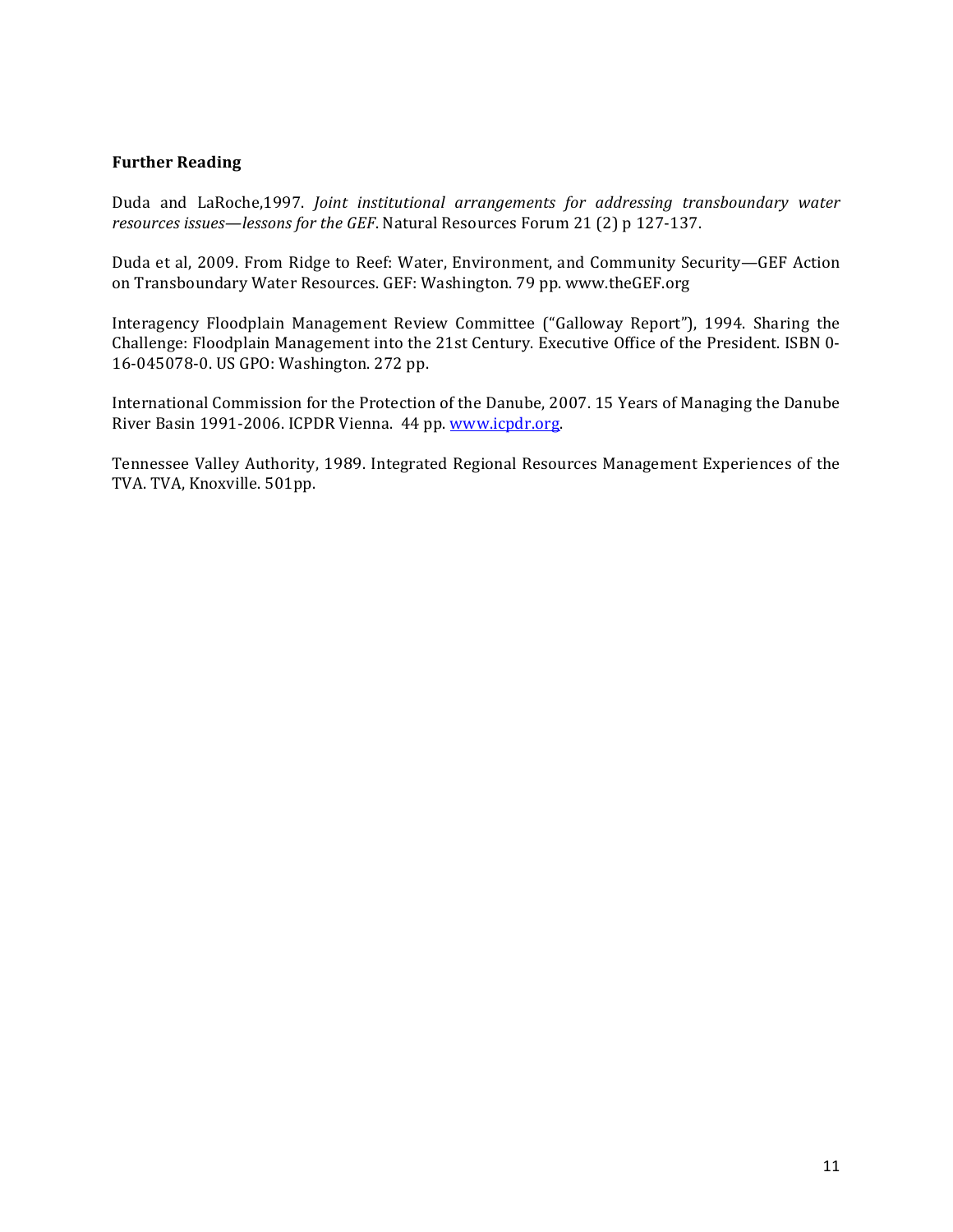**Further Reading**

Duda and LaRoche,1997. *Joint institutional arrangements for addressing transboundary water resources issues—lessons for the GEF*. Natural Resources Forum 21 (2) p 127-137.

Duda et al, 2009. From Ridge to Reef: Water, Environment, and Community Security—GEF Action on Transboundary Water Resources. GEF: Washington. 79 pp. www.theGEF.org

Interagency Floodplain Management Review Committee ("Galloway Report"), 1994. Sharing the Challenge: Floodplain Management into the 21st Century. Executive Office of the President. ISBN 0-16-045078-0. US GPO: Washington. 272 pp.

International Commission for the Protection of the Danube, 2007. 15 Years of Managing the Danube River Basin 1991-2006. ICPDR Vienna. 44 pp. [www.icpdr.org](http://www.icpdr.org).

Tennessee Valley Authority, 1989. Integrated Regional Resources Management Experiences of the TVA. TVA, Knoxville. 501pp.